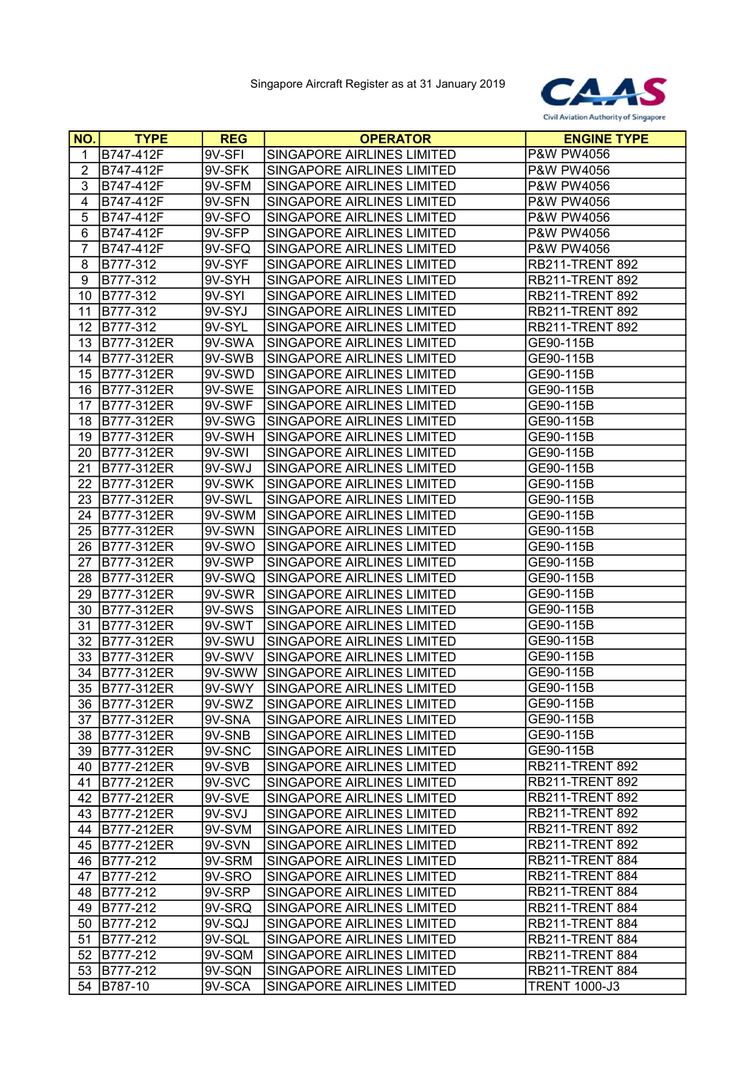Singapore Aircraft Register as at 31 January 2019

CAAS
Civil Aviation Authority of Singapore

| NO. | TYPE | REG | OPERATOR | ENGINE TYPE |
|---|---|---|---|---|
| 1 | B747-412F | 9V-SFI | SINGAPORE AIRLINES LIMITED | P&W PW4056 |
| 2 | B747-412F | 9V-SFK | SINGAPORE AIRLINES LIMITED | P&W PW4056 |
| 3 | B747-412F | 9V-SFM | SINGAPORE AIRLINES LIMITED | P&W PW4056 |
| 4 | B747-412F | 9V-SFN | SINGAPORE AIRLINES LIMITED | P&W PW4056 |
| 5 | B747-412F | 9V-SFO | SINGAPORE AIRLINES LIMITED | P&W PW4056 |
| 6 | B747-412F | 9V-SFP | SINGAPORE AIRLINES LIMITED | P&W PW4056 |
| 7 | B747-412F | 9V-SFQ | SINGAPORE AIRLINES LIMITED | P&W PW4056 |
| 8 | B777-312 | 9V-SYF | SINGAPORE AIRLINES LIMITED | RB211-TRENT 892 |
| 9 | B777-312 | 9V-SYH | SINGAPORE AIRLINES LIMITED | RB211-TRENT 892 |
| 10 | B777-312 | 9V-SYI | SINGAPORE AIRLINES LIMITED | RB211-TRENT 892 |
| 11 | B777-312 | 9V-SYJ | SINGAPORE AIRLINES LIMITED | RB211-TRENT 892 |
| 12 | B777-312 | 9V-SYL | SINGAPORE AIRLINES LIMITED | RB211-TRENT 892 |
| 13 | B777-312ER | 9V-SWA | SINGAPORE AIRLINES LIMITED | GE90-115B |
| 14 | B777-312ER | 9V-SWB | SINGAPORE AIRLINES LIMITED | GE90-115B |
| 15 | B777-312ER | 9V-SWD | SINGAPORE AIRLINES LIMITED | GE90-115B |
| 16 | B777-312ER | 9V-SWE | SINGAPORE AIRLINES LIMITED | GE90-115B |
| 17 | B777-312ER | 9V-SWF | SINGAPORE AIRLINES LIMITED | GE90-115B |
| 18 | B777-312ER | 9V-SWG | SINGAPORE AIRLINES LIMITED | GE90-115B |
| 19 | B777-312ER | 9V-SWH | SINGAPORE AIRLINES LIMITED | GE90-115B |
| 20 | B777-312ER | 9V-SWI | SINGAPORE AIRLINES LIMITED | GE90-115B |
| 21 | B777-312ER | 9V-SWJ | SINGAPORE AIRLINES LIMITED | GE90-115B |
| 22 | B777-312ER | 9V-SWK | SINGAPORE AIRLINES LIMITED | GE90-115B |
| 23 | B777-312ER | 9V-SWL | SINGAPORE AIRLINES LIMITED | GE90-115B |
| 24 | B777-312ER | 9V-SWM | SINGAPORE AIRLINES LIMITED | GE90-115B |
| 25 | B777-312ER | 9V-SWN | SINGAPORE AIRLINES LIMITED | GE90-115B |
| 26 | B777-312ER | 9V-SWO | SINGAPORE AIRLINES LIMITED | GE90-115B |
| 27 | B777-312ER | 9V-SWP | SINGAPORE AIRLINES LIMITED | GE90-115B |
| 28 | B777-312ER | 9V-SWQ | SINGAPORE AIRLINES LIMITED | GE90-115B |
| 29 | B777-312ER | 9V-SWR | SINGAPORE AIRLINES LIMITED | GE90-115B |
| 30 | B777-312ER | 9V-SWS | SINGAPORE AIRLINES LIMITED | GE90-115B |
| 31 | B777-312ER | 9V-SWT | SINGAPORE AIRLINES LIMITED | GE90-115B |
| 32 | B777-312ER | 9V-SWU | SINGAPORE AIRLINES LIMITED | GE90-115B |
| 33 | B777-312ER | 9V-SWV | SINGAPORE AIRLINES LIMITED | GE90-115B |
| 34 | B777-312ER | 9V-SWW | SINGAPORE AIRLINES LIMITED | GE90-115B |
| 35 | B777-312ER | 9V-SWY | SINGAPORE AIRLINES LIMITED | GE90-115B |
| 36 | B777-312ER | 9V-SWZ | SINGAPORE AIRLINES LIMITED | GE90-115B |
| 37 | B777-312ER | 9V-SNA | SINGAPORE AIRLINES LIMITED | GE90-115B |
| 38 | B777-312ER | 9V-SNB | SINGAPORE AIRLINES LIMITED | GE90-115B |
| 39 | B777-312ER | 9V-SNC | SINGAPORE AIRLINES LIMITED | GE90-115B |
| 40 | B777-212ER | 9V-SVB | SINGAPORE AIRLINES LIMITED | RB211-TRENT 892 |
| 41 | B777-212ER | 9V-SVC | SINGAPORE AIRLINES LIMITED | RB211-TRENT 892 |
| 42 | B777-212ER | 9V-SVE | SINGAPORE AIRLINES LIMITED | RB211-TRENT 892 |
| 43 | B777-212ER | 9V-SVJ | SINGAPORE AIRLINES LIMITED | RB211-TRENT 892 |
| 44 | B777-212ER | 9V-SVM | SINGAPORE AIRLINES LIMITED | RB211-TRENT 892 |
| 45 | B777-212ER | 9V-SVN | SINGAPORE AIRLINES LIMITED | RB211-TRENT 892 |
| 46 | B777-212 | 9V-SRM | SINGAPORE AIRLINES LIMITED | RB211-TRENT 884 |
| 47 | B777-212 | 9V-SRO | SINGAPORE AIRLINES LIMITED | RB211-TRENT 884 |
| 48 | B777-212 | 9V-SRP | SINGAPORE AIRLINES LIMITED | RB211-TRENT 884 |
| 49 | B777-212 | 9V-SRQ | SINGAPORE AIRLINES LIMITED | RB211-TRENT 884 |
| 50 | B777-212 | 9V-SQJ | SINGAPORE AIRLINES LIMITED | RB211-TRENT 884 |
| 51 | B777-212 | 9V-SQL | SINGAPORE AIRLINES LIMITED | RB211-TRENT 884 |
| 52 | B777-212 | 9V-SQM | SINGAPORE AIRLINES LIMITED | RB211-TRENT 884 |
| 53 | B777-212 | 9V-SQN | SINGAPORE AIRLINES LIMITED | RB211-TRENT 884 |
| 54 | B787-10 | 9V-SCA | SINGAPORE AIRLINES LIMITED | TRENT 1000-J3 |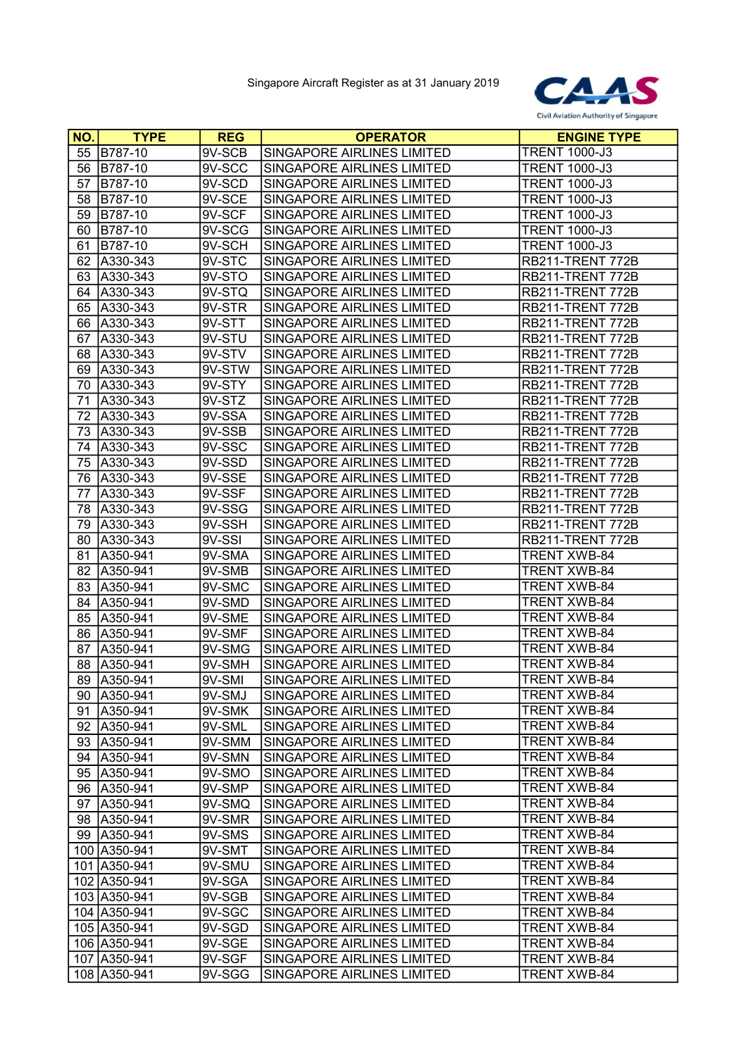Singapore Aircraft Register as at 31 January 2019

| NO. | TYPE | REG | OPERATOR | ENGINE TYPE |
|---|---|---|---|---|
| 55 | B787-10 | 9V-SCB | SINGAPORE AIRLINES LIMITED | TRENT 1000-J3 |
| 56 | B787-10 | 9V-SCC | SINGAPORE AIRLINES LIMITED | TRENT 1000-J3 |
| 57 | B787-10 | 9V-SCD | SINGAPORE AIRLINES LIMITED | TRENT 1000-J3 |
| 58 | B787-10 | 9V-SCE | SINGAPORE AIRLINES LIMITED | TRENT 1000-J3 |
| 59 | B787-10 | 9V-SCF | SINGAPORE AIRLINES LIMITED | TRENT 1000-J3 |
| 60 | B787-10 | 9V-SCG | SINGAPORE AIRLINES LIMITED | TRENT 1000-J3 |
| 61 | B787-10 | 9V-SCH | SINGAPORE AIRLINES LIMITED | TRENT 1000-J3 |
| 62 | A330-343 | 9V-STC | SINGAPORE AIRLINES LIMITED | RB211-TRENT 772B |
| 63 | A330-343 | 9V-STO | SINGAPORE AIRLINES LIMITED | RB211-TRENT 772B |
| 64 | A330-343 | 9V-STQ | SINGAPORE AIRLINES LIMITED | RB211-TRENT 772B |
| 65 | A330-343 | 9V-STR | SINGAPORE AIRLINES LIMITED | RB211-TRENT 772B |
| 66 | A330-343 | 9V-STT | SINGAPORE AIRLINES LIMITED | RB211-TRENT 772B |
| 67 | A330-343 | 9V-STU | SINGAPORE AIRLINES LIMITED | RB211-TRENT 772B |
| 68 | A330-343 | 9V-STV | SINGAPORE AIRLINES LIMITED | RB211-TRENT 772B |
| 69 | A330-343 | 9V-STW | SINGAPORE AIRLINES LIMITED | RB211-TRENT 772B |
| 70 | A330-343 | 9V-STY | SINGAPORE AIRLINES LIMITED | RB211-TRENT 772B |
| 71 | A330-343 | 9V-STZ | SINGAPORE AIRLINES LIMITED | RB211-TRENT 772B |
| 72 | A330-343 | 9V-SSA | SINGAPORE AIRLINES LIMITED | RB211-TRENT 772B |
| 73 | A330-343 | 9V-SSB | SINGAPORE AIRLINES LIMITED | RB211-TRENT 772B |
| 74 | A330-343 | 9V-SSC | SINGAPORE AIRLINES LIMITED | RB211-TRENT 772B |
| 75 | A330-343 | 9V-SSD | SINGAPORE AIRLINES LIMITED | RB211-TRENT 772B |
| 76 | A330-343 | 9V-SSE | SINGAPORE AIRLINES LIMITED | RB211-TRENT 772B |
| 77 | A330-343 | 9V-SSF | SINGAPORE AIRLINES LIMITED | RB211-TRENT 772B |
| 78 | A330-343 | 9V-SSG | SINGAPORE AIRLINES LIMITED | RB211-TRENT 772B |
| 79 | A330-343 | 9V-SSH | SINGAPORE AIRLINES LIMITED | RB211-TRENT 772B |
| 80 | A330-343 | 9V-SSI | SINGAPORE AIRLINES LIMITED | RB211-TRENT 772B |
| 81 | A350-941 | 9V-SMA | SINGAPORE AIRLINES LIMITED | TRENT XWB-84 |
| 82 | A350-941 | 9V-SMB | SINGAPORE AIRLINES LIMITED | TRENT XWB-84 |
| 83 | A350-941 | 9V-SMC | SINGAPORE AIRLINES LIMITED | TRENT XWB-84 |
| 84 | A350-941 | 9V-SMD | SINGAPORE AIRLINES LIMITED | TRENT XWB-84 |
| 85 | A350-941 | 9V-SME | SINGAPORE AIRLINES LIMITED | TRENT XWB-84 |
| 86 | A350-941 | 9V-SMF | SINGAPORE AIRLINES LIMITED | TRENT XWB-84 |
| 87 | A350-941 | 9V-SMG | SINGAPORE AIRLINES LIMITED | TRENT XWB-84 |
| 88 | A350-941 | 9V-SMH | SINGAPORE AIRLINES LIMITED | TRENT XWB-84 |
| 89 | A350-941 | 9V-SMI | SINGAPORE AIRLINES LIMITED | TRENT XWB-84 |
| 90 | A350-941 | 9V-SMJ | SINGAPORE AIRLINES LIMITED | TRENT XWB-84 |
| 91 | A350-941 | 9V-SMK | SINGAPORE AIRLINES LIMITED | TRENT XWB-84 |
| 92 | A350-941 | 9V-SML | SINGAPORE AIRLINES LIMITED | TRENT XWB-84 |
| 93 | A350-941 | 9V-SMM | SINGAPORE AIRLINES LIMITED | TRENT XWB-84 |
| 94 | A350-941 | 9V-SMN | SINGAPORE AIRLINES LIMITED | TRENT XWB-84 |
| 95 | A350-941 | 9V-SMO | SINGAPORE AIRLINES LIMITED | TRENT XWB-84 |
| 96 | A350-941 | 9V-SMP | SINGAPORE AIRLINES LIMITED | TRENT XWB-84 |
| 97 | A350-941 | 9V-SMQ | SINGAPORE AIRLINES LIMITED | TRENT XWB-84 |
| 98 | A350-941 | 9V-SMR | SINGAPORE AIRLINES LIMITED | TRENT XWB-84 |
| 99 | A350-941 | 9V-SMS | SINGAPORE AIRLINES LIMITED | TRENT XWB-84 |
| 100 | A350-941 | 9V-SMT | SINGAPORE AIRLINES LIMITED | TRENT XWB-84 |
| 101 | A350-941 | 9V-SMU | SINGAPORE AIRLINES LIMITED | TRENT XWB-84 |
| 102 | A350-941 | 9V-SGA | SINGAPORE AIRLINES LIMITED | TRENT XWB-84 |
| 103 | A350-941 | 9V-SGB | SINGAPORE AIRLINES LIMITED | TRENT XWB-84 |
| 104 | A350-941 | 9V-SGC | SINGAPORE AIRLINES LIMITED | TRENT XWB-84 |
| 105 | A350-941 | 9V-SGD | SINGAPORE AIRLINES LIMITED | TRENT XWB-84 |
| 106 | A350-941 | 9V-SGE | SINGAPORE AIRLINES LIMITED | TRENT XWB-84 |
| 107 | A350-941 | 9V-SGF | SINGAPORE AIRLINES LIMITED | TRENT XWB-84 |
| 108 | A350-941 | 9V-SGG | SINGAPORE AIRLINES LIMITED | TRENT XWB-84 |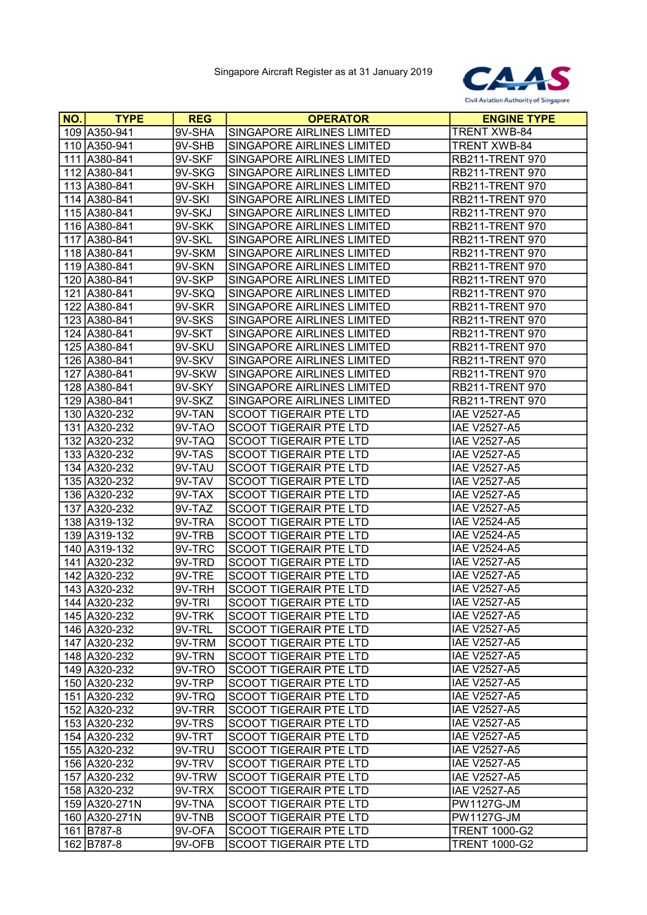Singapore Aircraft Register as at 31 January 2019

| NO. | TYPE | REG | OPERATOR | ENGINE TYPE |
|---|---|---|---|---|
| 109 | A350-941 | 9V-SHA | SINGAPORE AIRLINES LIMITED | TRENT XWB-84 |
| 110 | A350-941 | 9V-SHB | SINGAPORE AIRLINES LIMITED | TRENT XWB-84 |
| 111 | A380-841 | 9V-SKF | SINGAPORE AIRLINES LIMITED | RB211-TRENT 970 |
| 112 | A380-841 | 9V-SKG | SINGAPORE AIRLINES LIMITED | RB211-TRENT 970 |
| 113 | A380-841 | 9V-SKH | SINGAPORE AIRLINES LIMITED | RB211-TRENT 970 |
| 114 | A380-841 | 9V-SKI | SINGAPORE AIRLINES LIMITED | RB211-TRENT 970 |
| 115 | A380-841 | 9V-SKJ | SINGAPORE AIRLINES LIMITED | RB211-TRENT 970 |
| 116 | A380-841 | 9V-SKK | SINGAPORE AIRLINES LIMITED | RB211-TRENT 970 |
| 117 | A380-841 | 9V-SKL | SINGAPORE AIRLINES LIMITED | RB211-TRENT 970 |
| 118 | A380-841 | 9V-SKM | SINGAPORE AIRLINES LIMITED | RB211-TRENT 970 |
| 119 | A380-841 | 9V-SKN | SINGAPORE AIRLINES LIMITED | RB211-TRENT 970 |
| 120 | A380-841 | 9V-SKP | SINGAPORE AIRLINES LIMITED | RB211-TRENT 970 |
| 121 | A380-841 | 9V-SKQ | SINGAPORE AIRLINES LIMITED | RB211-TRENT 970 |
| 122 | A380-841 | 9V-SKR | SINGAPORE AIRLINES LIMITED | RB211-TRENT 970 |
| 123 | A380-841 | 9V-SKS | SINGAPORE AIRLINES LIMITED | RB211-TRENT 970 |
| 124 | A380-841 | 9V-SKT | SINGAPORE AIRLINES LIMITED | RB211-TRENT 970 |
| 125 | A380-841 | 9V-SKU | SINGAPORE AIRLINES LIMITED | RB211-TRENT 970 |
| 126 | A380-841 | 9V-SKV | SINGAPORE AIRLINES LIMITED | RB211-TRENT 970 |
| 127 | A380-841 | 9V-SKW | SINGAPORE AIRLINES LIMITED | RB211-TRENT 970 |
| 128 | A380-841 | 9V-SKY | SINGAPORE AIRLINES LIMITED | RB211-TRENT 970 |
| 129 | A380-841 | 9V-SKZ | SINGAPORE AIRLINES LIMITED | RB211-TRENT 970 |
| 130 | A320-232 | 9V-TAN | SCOOT TIGERAIR PTE LTD | IAE V2527-A5 |
| 131 | A320-232 | 9V-TAO | SCOOT TIGERAIR PTE LTD | IAE V2527-A5 |
| 132 | A320-232 | 9V-TAQ | SCOOT TIGERAIR PTE LTD | IAE V2527-A5 |
| 133 | A320-232 | 9V-TAS | SCOOT TIGERAIR PTE LTD | IAE V2527-A5 |
| 134 | A320-232 | 9V-TAU | SCOOT TIGERAIR PTE LTD | IAE V2527-A5 |
| 135 | A320-232 | 9V-TAV | SCOOT TIGERAIR PTE LTD | IAE V2527-A5 |
| 136 | A320-232 | 9V-TAX | SCOOT TIGERAIR PTE LTD | IAE V2527-A5 |
| 137 | A320-232 | 9V-TAZ | SCOOT TIGERAIR PTE LTD | IAE V2527-A5 |
| 138 | A319-132 | 9V-TRA | SCOOT TIGERAIR PTE LTD | IAE V2524-A5 |
| 139 | A319-132 | 9V-TRB | SCOOT TIGERAIR PTE LTD | IAE V2524-A5 |
| 140 | A319-132 | 9V-TRC | SCOOT TIGERAIR PTE LTD | IAE V2524-A5 |
| 141 | A320-232 | 9V-TRD | SCOOT TIGERAIR PTE LTD | IAE V2527-A5 |
| 142 | A320-232 | 9V-TRE | SCOOT TIGERAIR PTE LTD | IAE V2527-A5 |
| 143 | A320-232 | 9V-TRH | SCOOT TIGERAIR PTE LTD | IAE V2527-A5 |
| 144 | A320-232 | 9V-TRI | SCOOT TIGERAIR PTE LTD | IAE V2527-A5 |
| 145 | A320-232 | 9V-TRK | SCOOT TIGERAIR PTE LTD | IAE V2527-A5 |
| 146 | A320-232 | 9V-TRL | SCOOT TIGERAIR PTE LTD | IAE V2527-A5 |
| 147 | A320-232 | 9V-TRM | SCOOT TIGERAIR PTE LTD | IAE V2527-A5 |
| 148 | A320-232 | 9V-TRN | SCOOT TIGERAIR PTE LTD | IAE V2527-A5 |
| 149 | A320-232 | 9V-TRO | SCOOT TIGERAIR PTE LTD | IAE V2527-A5 |
| 150 | A320-232 | 9V-TRP | SCOOT TIGERAIR PTE LTD | IAE V2527-A5 |
| 151 | A320-232 | 9V-TRQ | SCOOT TIGERAIR PTE LTD | IAE V2527-A5 |
| 152 | A320-232 | 9V-TRR | SCOOT TIGERAIR PTE LTD | IAE V2527-A5 |
| 153 | A320-232 | 9V-TRS | SCOOT TIGERAIR PTE LTD | IAE V2527-A5 |
| 154 | A320-232 | 9V-TRT | SCOOT TIGERAIR PTE LTD | IAE V2527-A5 |
| 155 | A320-232 | 9V-TRU | SCOOT TIGERAIR PTE LTD | IAE V2527-A5 |
| 156 | A320-232 | 9V-TRV | SCOOT TIGERAIR PTE LTD | IAE V2527-A5 |
| 157 | A320-232 | 9V-TRW | SCOOT TIGERAIR PTE LTD | IAE V2527-A5 |
| 158 | A320-232 | 9V-TRX | SCOOT TIGERAIR PTE LTD | IAE V2527-A5 |
| 159 | A320-271N | 9V-TNA | SCOOT TIGERAIR PTE LTD | PW1127G-JM |
| 160 | A320-271N | 9V-TNB | SCOOT TIGERAIR PTE LTD | PW1127G-JM |
| 161 | B787-8 | 9V-OFA | SCOOT TIGERAIR PTE LTD | TRENT 1000-G2 |
| 162 | B787-8 | 9V-OFB | SCOOT TIGERAIR PTE LTD | TRENT 1000-G2 |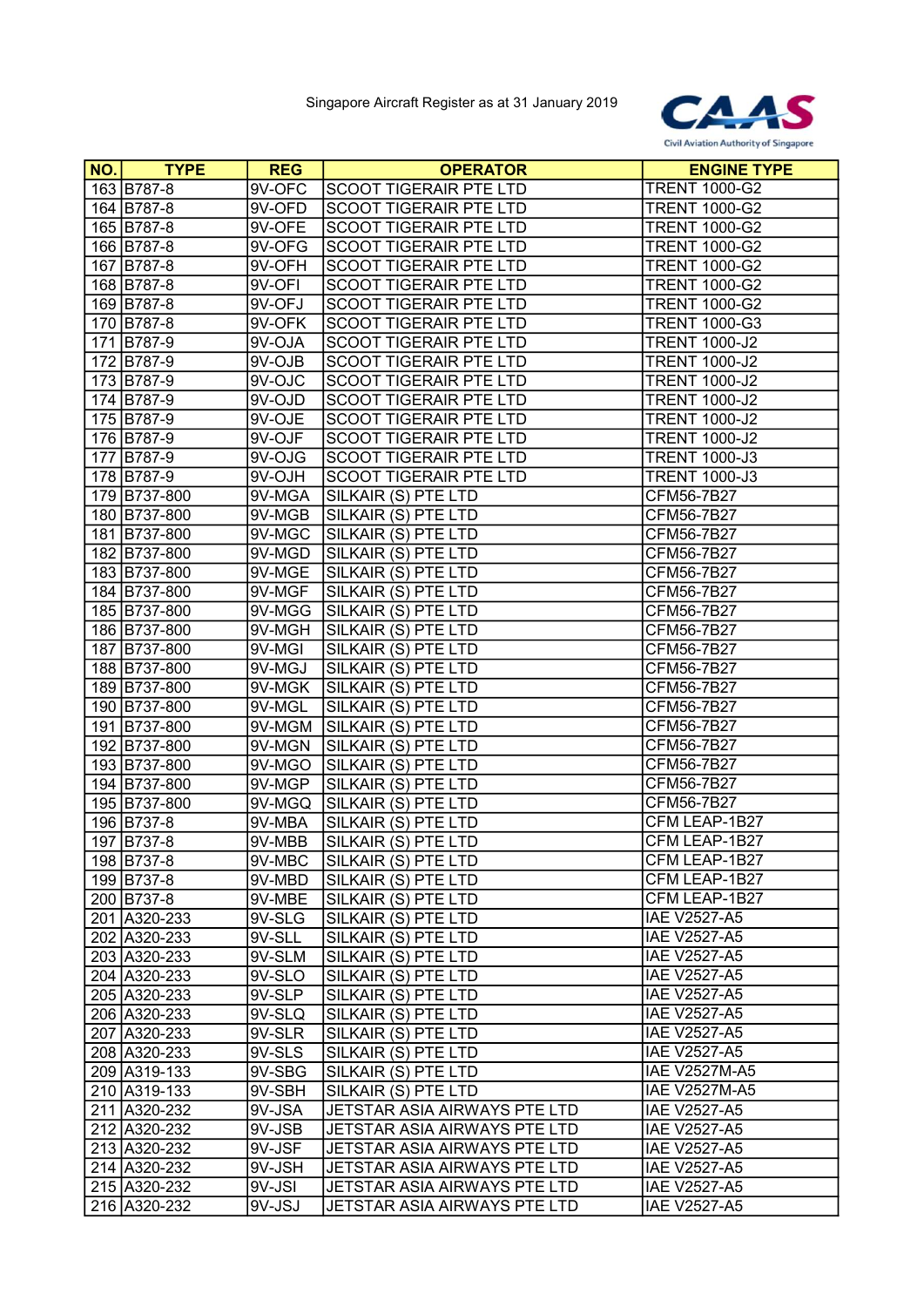Singapore Aircraft Register as at 31 January 2019

| NO. | TYPE | REG | OPERATOR | ENGINE TYPE |
|---|---|---|---|---|
| 163 | B787-8 | 9V-OFC | SCOOT TIGERAIR PTE LTD | TRENT 1000-G2 |
| 164 | B787-8 | 9V-OFD | SCOOT TIGERAIR PTE LTD | TRENT 1000-G2 |
| 165 | B787-8 | 9V-OFE | SCOOT TIGERAIR PTE LTD | TRENT 1000-G2 |
| 166 | B787-8 | 9V-OFG | SCOOT TIGERAIR PTE LTD | TRENT 1000-G2 |
| 167 | B787-8 | 9V-OFH | SCOOT TIGERAIR PTE LTD | TRENT 1000-G2 |
| 168 | B787-8 | 9V-OFI | SCOOT TIGERAIR PTE LTD | TRENT 1000-G2 |
| 169 | B787-8 | 9V-OFJ | SCOOT TIGERAIR PTE LTD | TRENT 1000-G2 |
| 170 | B787-8 | 9V-OFK | SCOOT TIGERAIR PTE LTD | TRENT 1000-G3 |
| 171 | B787-9 | 9V-OJA | SCOOT TIGERAIR PTE LTD | TRENT 1000-J2 |
| 172 | B787-9 | 9V-OJB | SCOOT TIGERAIR PTE LTD | TRENT 1000-J2 |
| 173 | B787-9 | 9V-OJC | SCOOT TIGERAIR PTE LTD | TRENT 1000-J2 |
| 174 | B787-9 | 9V-OJD | SCOOT TIGERAIR PTE LTD | TRENT 1000-J2 |
| 175 | B787-9 | 9V-OJE | SCOOT TIGERAIR PTE LTD | TRENT 1000-J2 |
| 176 | B787-9 | 9V-OJF | SCOOT TIGERAIR PTE LTD | TRENT 1000-J2 |
| 177 | B787-9 | 9V-OJG | SCOOT TIGERAIR PTE LTD | TRENT 1000-J3 |
| 178 | B787-9 | 9V-OJH | SCOOT TIGERAIR PTE LTD | TRENT 1000-J3 |
| 179 | B737-800 | 9V-MGA | SILKAIR (S) PTE LTD | CFM56-7B27 |
| 180 | B737-800 | 9V-MGB | SILKAIR (S) PTE LTD | CFM56-7B27 |
| 181 | B737-800 | 9V-MGC | SILKAIR (S) PTE LTD | CFM56-7B27 |
| 182 | B737-800 | 9V-MGD | SILKAIR (S) PTE LTD | CFM56-7B27 |
| 183 | B737-800 | 9V-MGE | SILKAIR (S) PTE LTD | CFM56-7B27 |
| 184 | B737-800 | 9V-MGF | SILKAIR (S) PTE LTD | CFM56-7B27 |
| 185 | B737-800 | 9V-MGG | SILKAIR (S) PTE LTD | CFM56-7B27 |
| 186 | B737-800 | 9V-MGH | SILKAIR (S) PTE LTD | CFM56-7B27 |
| 187 | B737-800 | 9V-MGI | SILKAIR (S) PTE LTD | CFM56-7B27 |
| 188 | B737-800 | 9V-MGJ | SILKAIR (S) PTE LTD | CFM56-7B27 |
| 189 | B737-800 | 9V-MGK | SILKAIR (S) PTE LTD | CFM56-7B27 |
| 190 | B737-800 | 9V-MGL | SILKAIR (S) PTE LTD | CFM56-7B27 |
| 191 | B737-800 | 9V-MGM | SILKAIR (S) PTE LTD | CFM56-7B27 |
| 192 | B737-800 | 9V-MGN | SILKAIR (S) PTE LTD | CFM56-7B27 |
| 193 | B737-800 | 9V-MGO | SILKAIR (S) PTE LTD | CFM56-7B27 |
| 194 | B737-800 | 9V-MGP | SILKAIR (S) PTE LTD | CFM56-7B27 |
| 195 | B737-800 | 9V-MGQ | SILKAIR (S) PTE LTD | CFM56-7B27 |
| 196 | B737-8 | 9V-MBA | SILKAIR (S) PTE LTD | CFM LEAP-1B27 |
| 197 | B737-8 | 9V-MBB | SILKAIR (S) PTE LTD | CFM LEAP-1B27 |
| 198 | B737-8 | 9V-MBC | SILKAIR (S) PTE LTD | CFM LEAP-1B27 |
| 199 | B737-8 | 9V-MBD | SILKAIR (S) PTE LTD | CFM LEAP-1B27 |
| 200 | B737-8 | 9V-MBE | SILKAIR (S) PTE LTD | CFM LEAP-1B27 |
| 201 | A320-233 | 9V-SLG | SILKAIR (S) PTE LTD | IAE V2527-A5 |
| 202 | A320-233 | 9V-SLL | SILKAIR (S) PTE LTD | IAE V2527-A5 |
| 203 | A320-233 | 9V-SLM | SILKAIR (S) PTE LTD | IAE V2527-A5 |
| 204 | A320-233 | 9V-SLO | SILKAIR (S) PTE LTD | IAE V2527-A5 |
| 205 | A320-233 | 9V-SLP | SILKAIR (S) PTE LTD | IAE V2527-A5 |
| 206 | A320-233 | 9V-SLQ | SILKAIR (S) PTE LTD | IAE V2527-A5 |
| 207 | A320-233 | 9V-SLR | SILKAIR (S) PTE LTD | IAE V2527-A5 |
| 208 | A320-233 | 9V-SLS | SILKAIR (S) PTE LTD | IAE V2527-A5 |
| 209 | A319-133 | 9V-SBG | SILKAIR (S) PTE LTD | IAE V2527M-A5 |
| 210 | A319-133 | 9V-SBH | SILKAIR (S) PTE LTD | IAE V2527M-A5 |
| 211 | A320-232 | 9V-JSA | JETSTAR ASIA AIRWAYS PTE LTD | IAE V2527-A5 |
| 212 | A320-232 | 9V-JSB | JETSTAR ASIA AIRWAYS PTE LTD | IAE V2527-A5 |
| 213 | A320-232 | 9V-JSF | JETSTAR ASIA AIRWAYS PTE LTD | IAE V2527-A5 |
| 214 | A320-232 | 9V-JSH | JETSTAR ASIA AIRWAYS PTE LTD | IAE V2527-A5 |
| 215 | A320-232 | 9V-JSI | JETSTAR ASIA AIRWAYS PTE LTD | IAE V2527-A5 |
| 216 | A320-232 | 9V-JSJ | JETSTAR ASIA AIRWAYS PTE LTD | IAE V2527-A5 |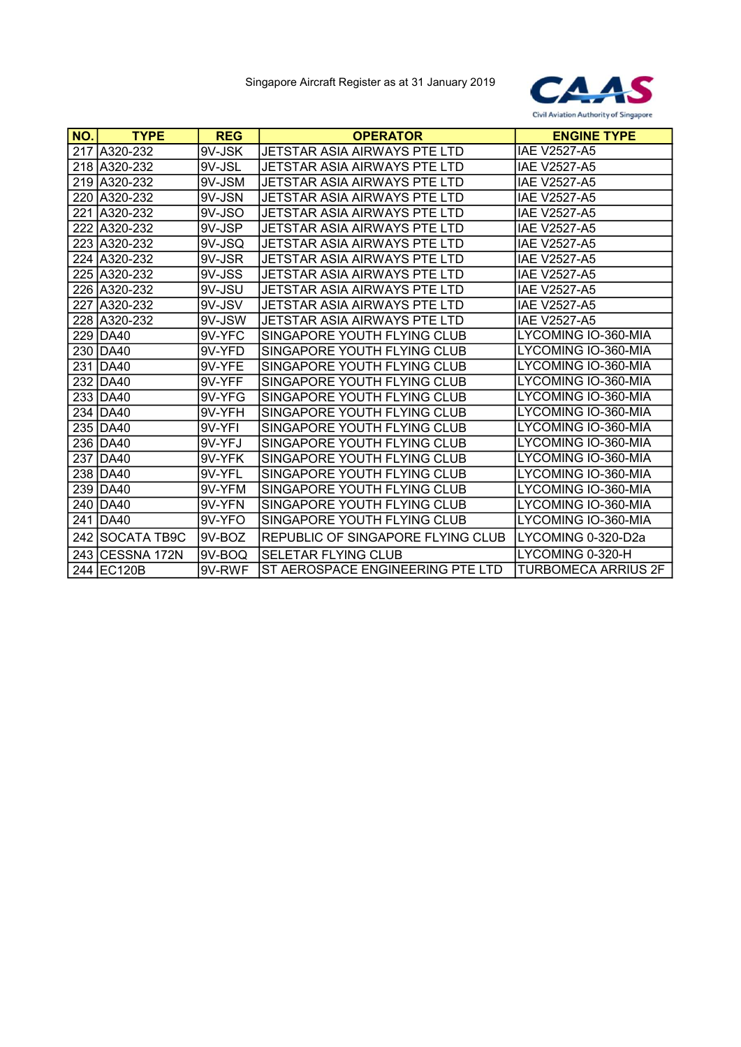Singapore Aircraft Register as at 31 January 2019

| NO. | TYPE | REG | OPERATOR | ENGINE TYPE |
|---|---|---|---|---|
| 217 | A320-232 | 9V-JSK | JETSTAR ASIA AIRWAYS PTE LTD | IAE V2527-A5 |
| 218 | A320-232 | 9V-JSL | JETSTAR ASIA AIRWAYS PTE LTD | IAE V2527-A5 |
| 219 | A320-232 | 9V-JSM | JETSTAR ASIA AIRWAYS PTE LTD | IAE V2527-A5 |
| 220 | A320-232 | 9V-JSN | JETSTAR ASIA AIRWAYS PTE LTD | IAE V2527-A5 |
| 221 | A320-232 | 9V-JSO | JETSTAR ASIA AIRWAYS PTE LTD | IAE V2527-A5 |
| 222 | A320-232 | 9V-JSP | JETSTAR ASIA AIRWAYS PTE LTD | IAE V2527-A5 |
| 223 | A320-232 | 9V-JSQ | JETSTAR ASIA AIRWAYS PTE LTD | IAE V2527-A5 |
| 224 | A320-232 | 9V-JSR | JETSTAR ASIA AIRWAYS PTE LTD | IAE V2527-A5 |
| 225 | A320-232 | 9V-JSS | JETSTAR ASIA AIRWAYS PTE LTD | IAE V2527-A5 |
| 226 | A320-232 | 9V-JSU | JETSTAR ASIA AIRWAYS PTE LTD | IAE V2527-A5 |
| 227 | A320-232 | 9V-JSV | JETSTAR ASIA AIRWAYS PTE LTD | IAE V2527-A5 |
| 228 | A320-232 | 9V-JSW | JETSTAR ASIA AIRWAYS PTE LTD | IAE V2527-A5 |
| 229 | DA40 | 9V-YFC | SINGAPORE YOUTH FLYING CLUB | LYCOMING IO-360-MIA |
| 230 | DA40 | 9V-YFD | SINGAPORE YOUTH FLYING CLUB | LYCOMING IO-360-MIA |
| 231 | DA40 | 9V-YFE | SINGAPORE YOUTH FLYING CLUB | LYCOMING IO-360-MIA |
| 232 | DA40 | 9V-YFF | SINGAPORE YOUTH FLYING CLUB | LYCOMING IO-360-MIA |
| 233 | DA40 | 9V-YFG | SINGAPORE YOUTH FLYING CLUB | LYCOMING IO-360-MIA |
| 234 | DA40 | 9V-YFH | SINGAPORE YOUTH FLYING CLUB | LYCOMING IO-360-MIA |
| 235 | DA40 | 9V-YFI | SINGAPORE YOUTH FLYING CLUB | LYCOMING IO-360-MIA |
| 236 | DA40 | 9V-YFJ | SINGAPORE YOUTH FLYING CLUB | LYCOMING IO-360-MIA |
| 237 | DA40 | 9V-YFK | SINGAPORE YOUTH FLYING CLUB | LYCOMING IO-360-MIA |
| 238 | DA40 | 9V-YFL | SINGAPORE YOUTH FLYING CLUB | LYCOMING IO-360-MIA |
| 239 | DA40 | 9V-YFM | SINGAPORE YOUTH FLYING CLUB | LYCOMING IO-360-MIA |
| 240 | DA40 | 9V-YFN | SINGAPORE YOUTH FLYING CLUB | LYCOMING IO-360-MIA |
| 241 | DA40 | 9V-YFO | SINGAPORE YOUTH FLYING CLUB | LYCOMING IO-360-MIA |
| 242 | SOCATA TB9C | 9V-BOZ | REPUBLIC OF SINGAPORE FLYING CLUB | LYCOMING 0-320-D2a |
| 243 | CESSNA 172N | 9V-BOQ | SELETAR FLYING CLUB | LYCOMING 0-320-H |
| 244 | EC120B | 9V-RWF | ST AEROSPACE ENGINEERING PTE LTD | TURBOMECA ARRIUS 2F |